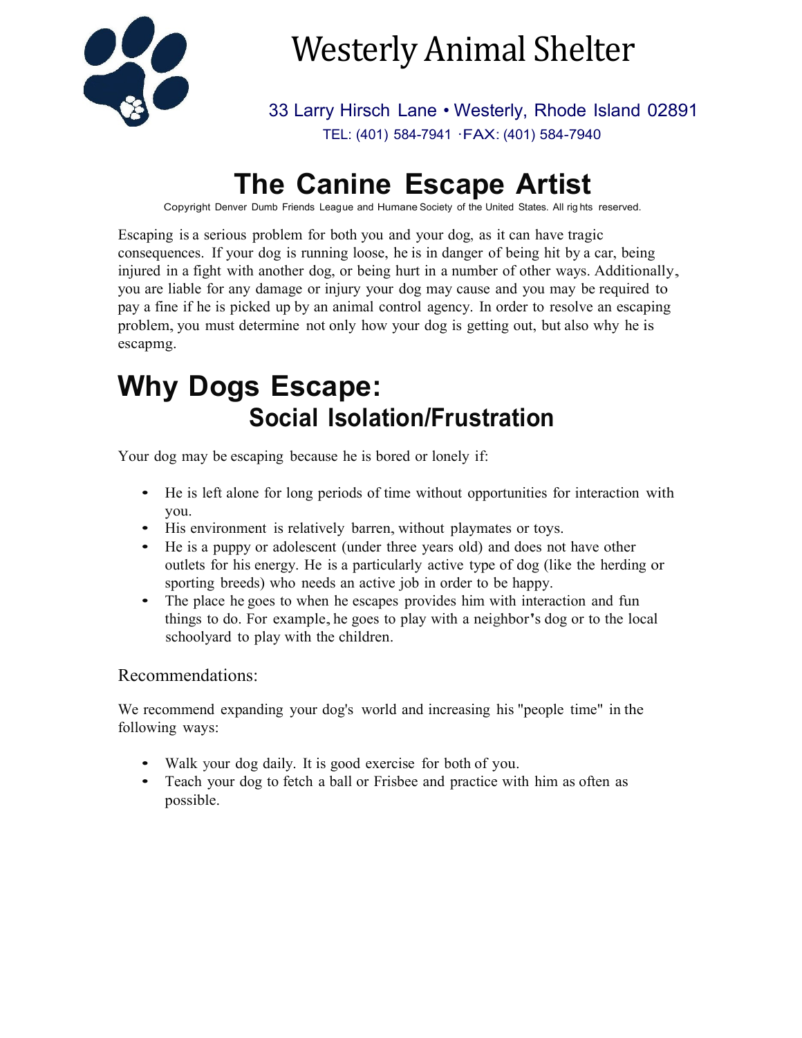# Westerly Animal Shelter

33 Larry Hirsch Lane • Westerly, Rhode Island 02891
TEL: (401) 584-7941 ·FAX: (401) 584-7940

# The Canine Escape Artist

Copyright Denver Dumb Friends League and Humane Society of the United States. All rig hts reserved.

Escaping is a serious problem for both you and your dog, as it can have tragic consequences. If your dog is running loose, he is in danger of being hit by a car, being injured in a fight with another dog, or being hurt in a number of other ways. Additionally, you are liable for any damage or injury your dog may cause and you may be required to pay a fine if he is picked up by an animal control agency. In order to resolve an escaping problem, you must determine not only how your dog is getting out, but also why he is escapmg.

# Why Dogs Escape:

## Social Isolation/Frustration

Your dog may be escaping because he is bored or lonely if:

- He is left alone for long periods of time without opportunities for interaction with you.
- His environment is relatively barren, without playmates or toys.
- He is a puppy or adolescent (under three years old) and does not have other outlets for his energy. He is a particularly active type of dog (like the herding or sporting breeds) who needs an active job in order to be happy.
- The place he goes to when he escapes provides him with interaction and fun things to do. For example, he goes to play with a neighbor's dog or to the local schoolyard to play with the children.

### Recommendations:

We recommend expanding your dog's world and increasing his "people time" in the following ways:

- Walk your dog daily. It is good exercise for both of you.
- Teach your dog to fetch a ball or Frisbee and practice with him as often as possible.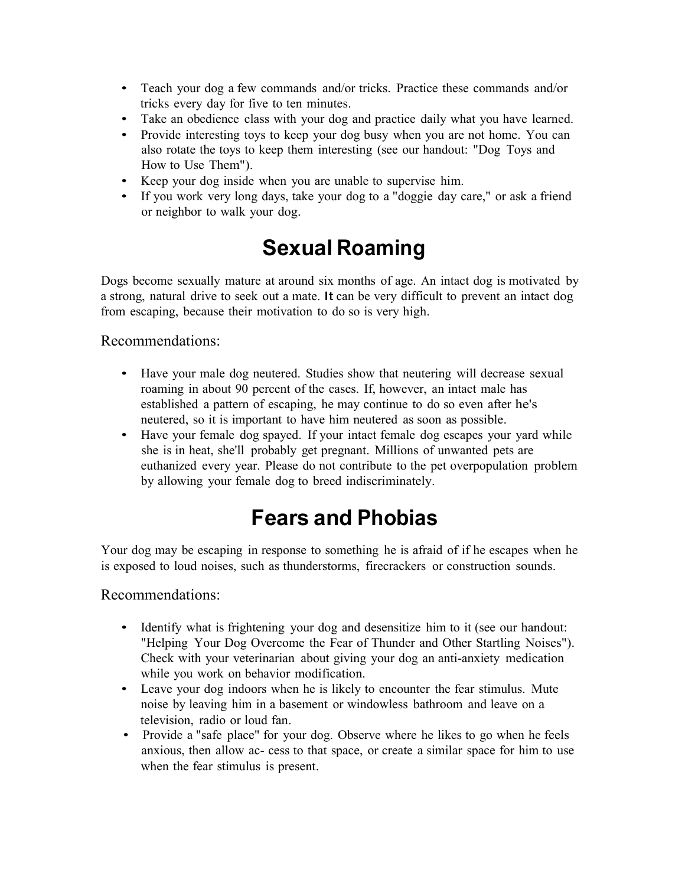- Teach your dog a few commands and/or tricks. Practice these commands and/or tricks every day for five to ten minutes.
- Take an obedience class with your dog and practice daily what you have learned.
- Provide interesting toys to keep your dog busy when you are not home. You can also rotate the toys to keep them interesting (see our handout: "Dog Toys and How to Use Them").
- Keep your dog inside when you are unable to supervise him.
- If you work very long days, take your dog to a "doggie day care," or ask a friend or neighbor to walk your dog.

# Sexual Roaming

Dogs become sexually mature at around six months of age. An intact dog is motivated by a strong, natural drive to seek out a mate. It can be very difficult to prevent an intact dog from escaping, because their motivation to do so is very high.

Recommendations:

- Have your male dog neutered. Studies show that neutering will decrease sexual roaming in about 90 percent of the cases. If, however, an intact male has established a pattern of escaping, he may continue to do so even after he's neutered, so it is important to have him neutered as soon as possible.
- Have your female dog spayed. If your intact female dog escapes your yard while she is in heat, she'll probably get pregnant. Millions of unwanted pets are euthanized every year. Please do not contribute to the pet overpopulation problem by allowing your female dog to breed indiscriminately.

# Fears and Phobias

Your dog may be escaping in response to something he is afraid of if he escapes when he is exposed to loud noises, such as thunderstorms, firecrackers or construction sounds.

Recommendations:

- Identify what is frightening your dog and desensitize him to it (see our handout: "Helping Your Dog Overcome the Fear of Thunder and Other Startling Noises"). Check with your veterinarian about giving your dog an anti-anxiety medication while you work on behavior modification.
- Leave your dog indoors when he is likely to encounter the fear stimulus. Mute noise by leaving him in a basement or windowless bathroom and leave on a television, radio or loud fan.
- Provide a "safe place" for your dog. Observe where he likes to go when he feels anxious, then allow ac- cess to that space, or create a similar space for him to use when the fear stimulus is present.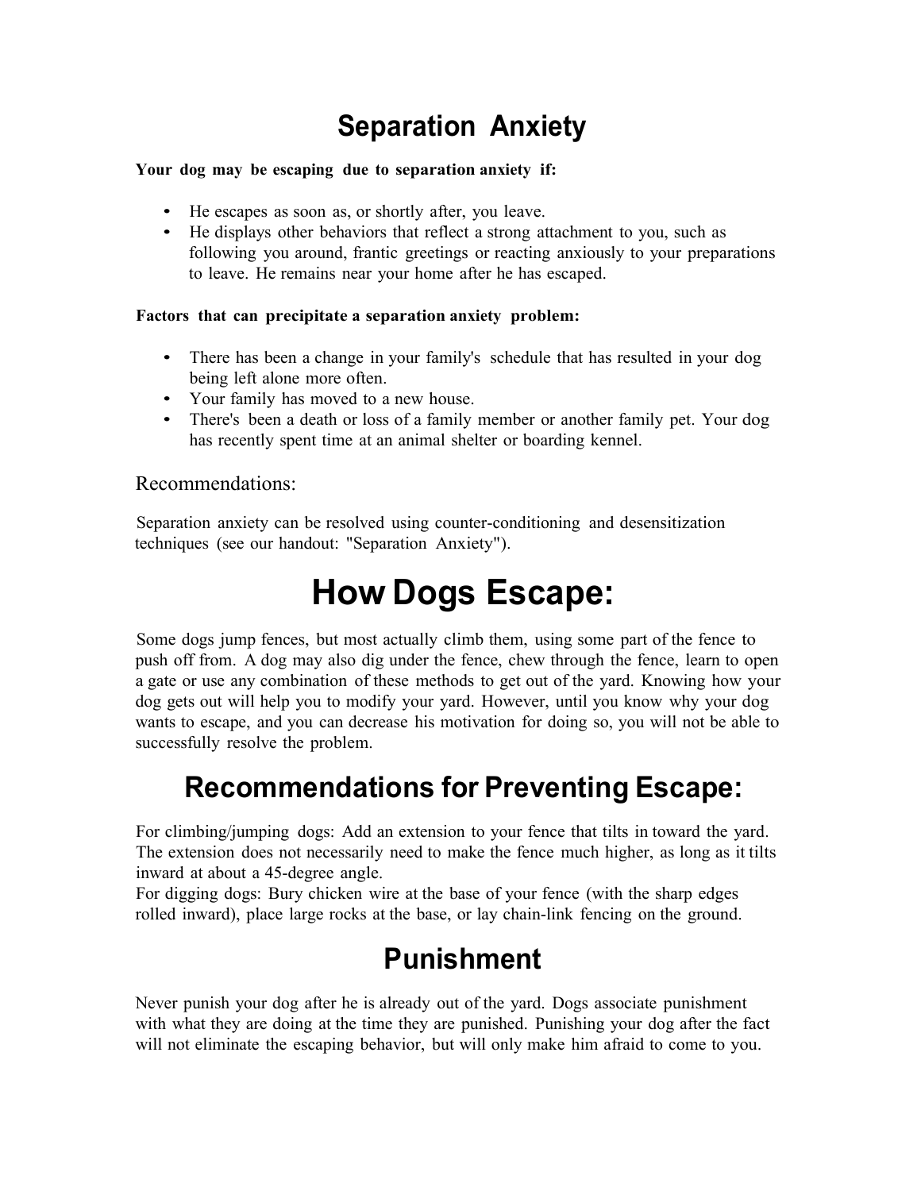# Separation Anxiety

**Your dog may be escaping due to separation anxiety if:**

- He escapes as soon as, or shortly after, you leave.
- He displays other behaviors that reflect a strong attachment to you, such as following you around, frantic greetings or reacting anxiously to your preparations to leave. He remains near your home after he has escaped.

**Factors that can precipitate a separation anxiety problem:**

- There has been a change in your family's schedule that has resulted in your dog being left alone more often.
- Your family has moved to a new house.
- There's been a death or loss of a family member or another family pet. Your dog has recently spent time at an animal shelter or boarding kennel.

Recommendations:

Separation anxiety can be resolved using counter-conditioning and desensitization techniques (see our handout: "Separation Anxiety").

# How Dogs Escape:

Some dogs jump fences, but most actually climb them, using some part of the fence to push off from. A dog may also dig under the fence, chew through the fence, learn to open a gate or use any combination of these methods to get out of the yard. Knowing how your dog gets out will help you to modify your yard. However, until you know why your dog wants to escape, and you can decrease his motivation for doing so, you will not be able to successfully resolve the problem.

## Recommendations for Preventing Escape:

For climbing/jumping dogs: Add an extension to your fence that tilts in toward the yard. The extension does not necessarily need to make the fence much higher, as long as it tilts inward at about a 45-degree angle.
For digging dogs: Bury chicken wire at the base of your fence (with the sharp edges rolled inward), place large rocks at the base, or lay chain-link fencing on the ground.

## Punishment

Never punish your dog after he is already out of the yard. Dogs associate punishment with what they are doing at the time they are punished. Punishing your dog after the fact will not eliminate the escaping behavior, but will only make him afraid to come to you.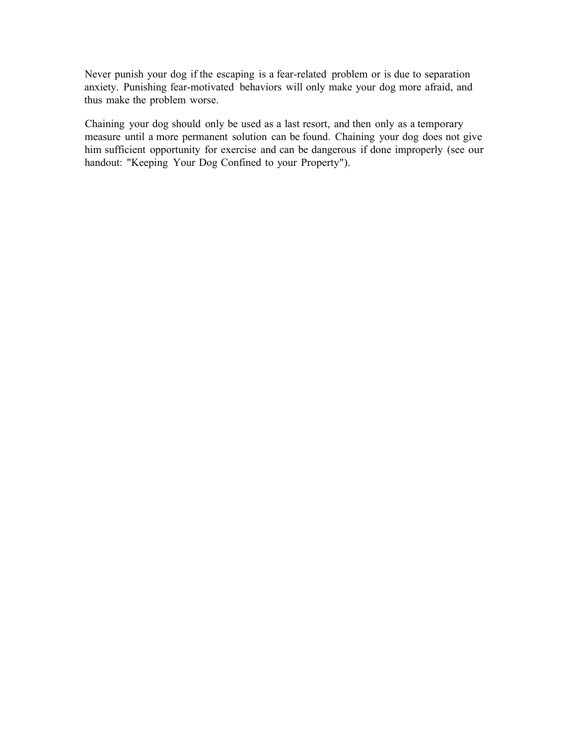Never punish your dog if the escaping is a fear-related problem or is due to separation anxiety. Punishing fear-motivated behaviors will only make your dog more afraid, and thus make the problem worse.

Chaining your dog should only be used as a last resort, and then only as a temporary measure until a more permanent solution can be found. Chaining your dog does not give him sufficient opportunity for exercise and can be dangerous if done improperly (see our handout: "Keeping Your Dog Confined to your Property").